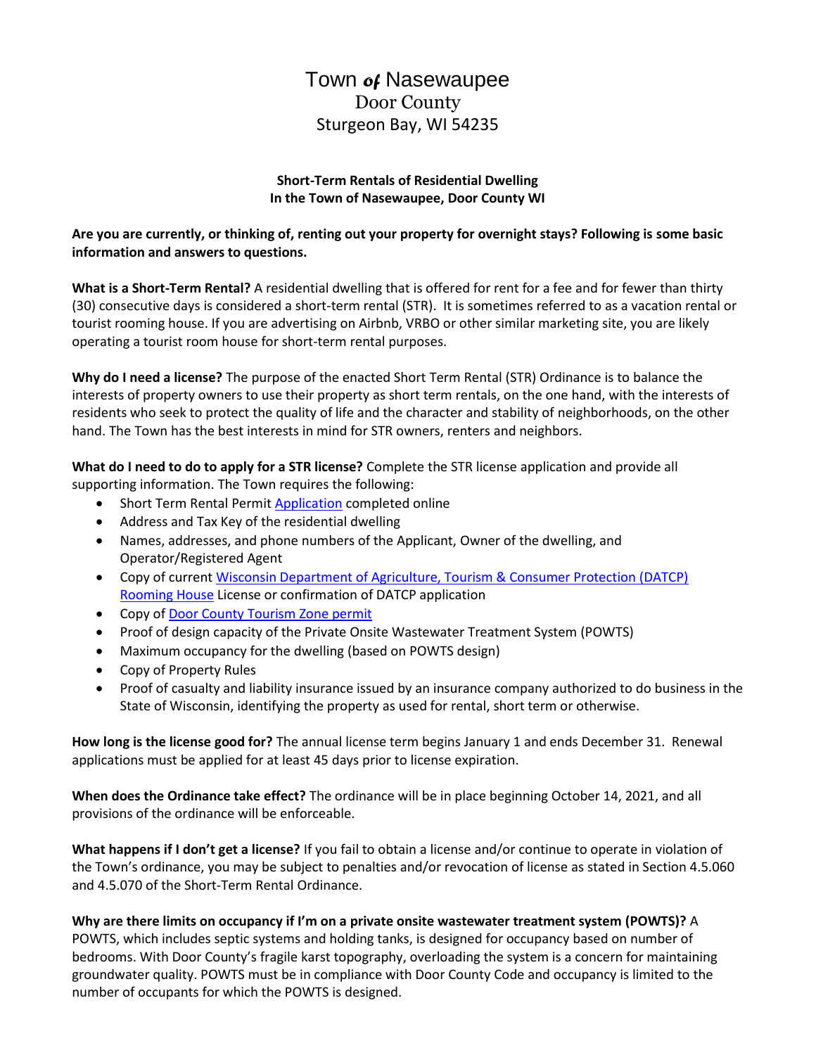# Town of Nasewaupee

Door County

Sturgeon Bay, WI 54235

**Short-Term Rentals of Residential Dwelling**
**In the Town of Nasewaupee, Door County WI**

**Are you are currently, or thinking of, renting out your property for overnight stays? Following is some basic information and answers to questions.**

**What is a Short-Term Rental?** A residential dwelling that is offered for rent for a fee and for fewer than thirty (30) consecutive days is considered a short-term rental (STR). It is sometimes referred to as a vacation rental or tourist rooming house. If you are advertising on Airbnb, VRBO or other similar marketing site, you are likely operating a tourist room house for short-term rental purposes.

**Why do I need a license?** The purpose of the enacted Short Term Rental (STR) Ordinance is to balance the interests of property owners to use their property as short term rentals, on the one hand, with the interests of residents who seek to protect the quality of life and the character and stability of neighborhoods, on the other hand. The Town has the best interests in mind for STR owners, renters and neighbors.

**What do I need to do to apply for a STR license?** Complete the STR license application and provide all supporting information. The Town requires the following:

- Short Term Rental Permit Application completed online
- Address and Tax Key of the residential dwelling
- Names, addresses, and phone numbers of the Applicant, Owner of the dwelling, and Operator/Registered Agent
- Copy of current Wisconsin Department of Agriculture, Tourism & Consumer Protection (DATCP) Rooming House License or confirmation of DATCP application
- Copy of Door County Tourism Zone permit
- Proof of design capacity of the Private Onsite Wastewater Treatment System (POWTS)
- Maximum occupancy for the dwelling (based on POWTS design)
- Copy of Property Rules
- Proof of casualty and liability insurance issued by an insurance company authorized to do business in the State of Wisconsin, identifying the property as used for rental, short term or otherwise.

**How long is the license good for?** The annual license term begins January 1 and ends December 31. Renewal applications must be applied for at least 45 days prior to license expiration.

**When does the Ordinance take effect?** The ordinance will be in place beginning October 14, 2021, and all provisions of the ordinance will be enforceable.

**What happens if I don't get a license?** If you fail to obtain a license and/or continue to operate in violation of the Town's ordinance, you may be subject to penalties and/or revocation of license as stated in Section 4.5.060 and 4.5.070 of the Short-Term Rental Ordinance.

**Why are there limits on occupancy if I'm on a private onsite wastewater treatment system (POWTS)?** A POWTS, which includes septic systems and holding tanks, is designed for occupancy based on number of bedrooms. With Door County's fragile karst topography, overloading the system is a concern for maintaining groundwater quality. POWTS must be in compliance with Door County Code and occupancy is limited to the number of occupants for which the POWTS is designed.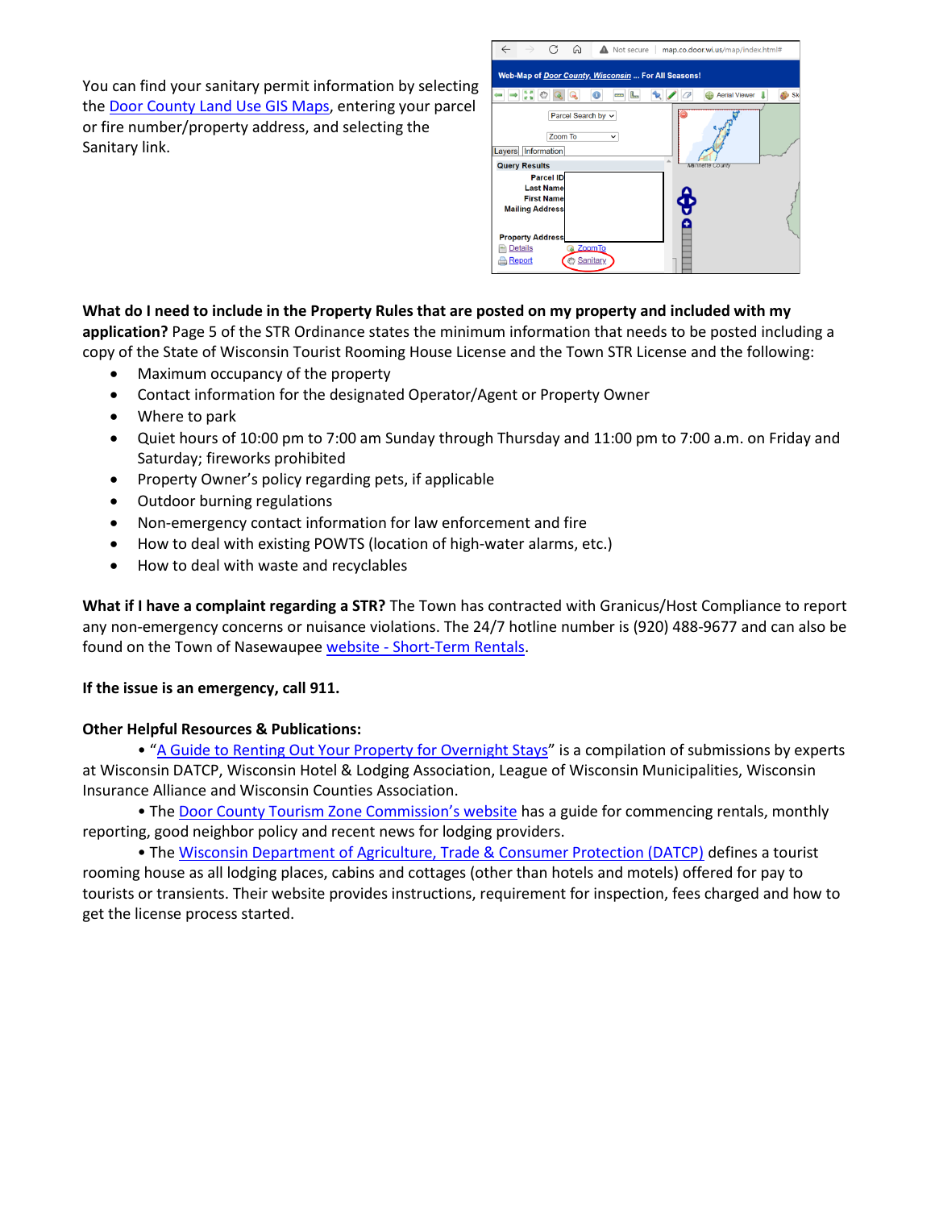You can find your sanitary permit information by selecting the Door County Land Use GIS Maps, entering your parcel or fire number/property address, and selecting the Sanitary link.

**What do I need to include in the Property Rules that are posted on my property and included with my application?** Page 5 of the STR Ordinance states the minimum information that needs to be posted including a copy of the State of Wisconsin Tourist Rooming House License and the Town STR License and the following:

- Maximum occupancy of the property
- Contact information for the designated Operator/Agent or Property Owner
- Where to park
- Quiet hours of 10:00 pm to 7:00 am Sunday through Thursday and 11:00 pm to 7:00 a.m. on Friday and Saturday; fireworks prohibited
- Property Owner's policy regarding pets, if applicable
- Outdoor burning regulations
- Non-emergency contact information for law enforcement and fire
- How to deal with existing POWTS (location of high-water alarms, etc.)
- How to deal with waste and recyclables

**What if I have a complaint regarding a STR?** The Town has contracted with Granicus/Host Compliance to report any non-emergency concerns or nuisance violations. The 24/7 hotline number is (920) 488-9677 and can also be found on the Town of Nasewaupee website - Short-Term Rentals.

**If the issue is an emergency, call 911.**

**Other Helpful Resources & Publications:**

• "A Guide to Renting Out Your Property for Overnight Stays" is a compilation of submissions by experts at Wisconsin DATCP, Wisconsin Hotel & Lodging Association, League of Wisconsin Municipalities, Wisconsin Insurance Alliance and Wisconsin Counties Association.

• The Door County Tourism Zone Commission's website has a guide for commencing rentals, monthly reporting, good neighbor policy and recent news for lodging providers.

• The Wisconsin Department of Agriculture, Trade & Consumer Protection (DATCP) defines a tourist rooming house as all lodging places, cabins and cottages (other than hotels and motels) offered for pay to tourists or transients. Their website provides instructions, requirement for inspection, fees charged and how to get the license process started.